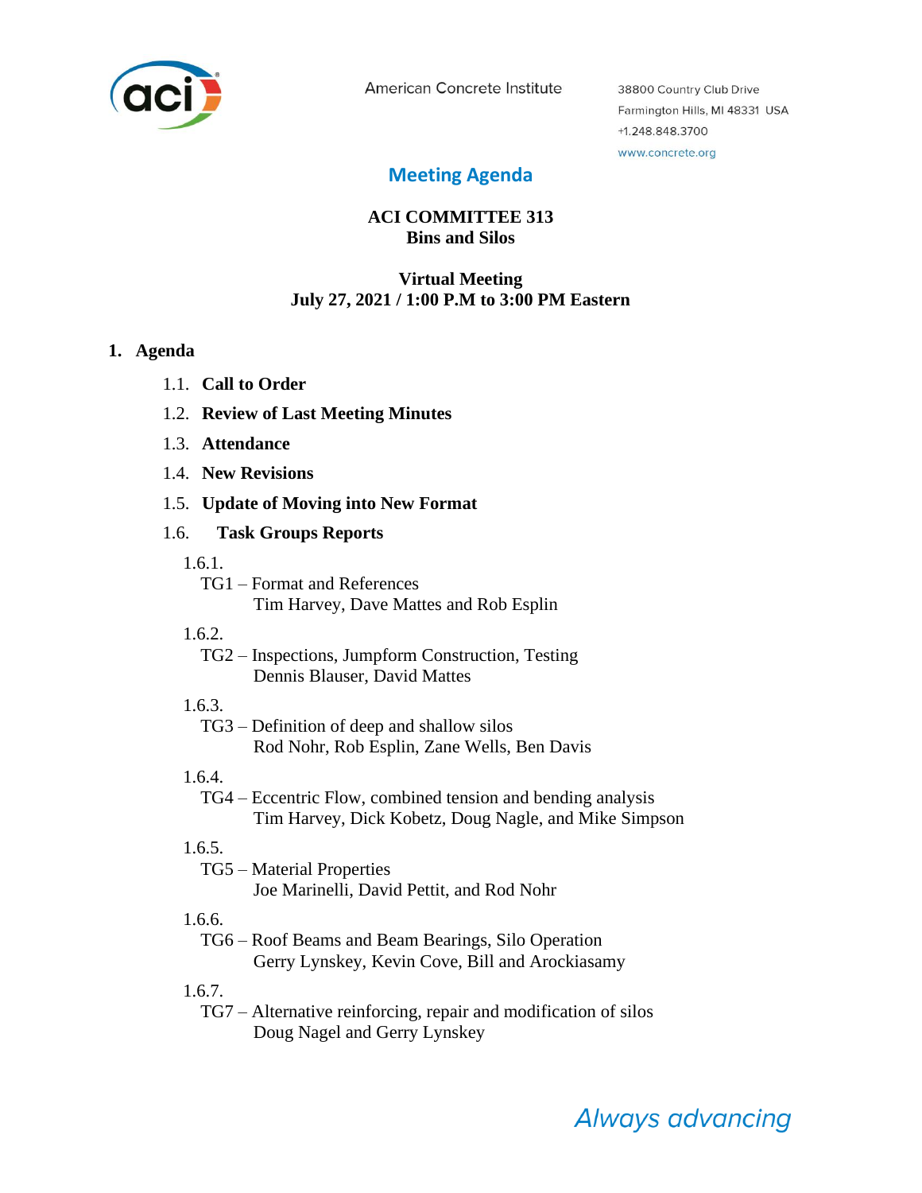American Concrete Institute

38800 Country Club Drive
Farmington Hills, MI 48331 USA
+1.248.848.3700
www.concrete.org

## Meeting Agenda

**ACI COMMITTEE 313**
**Bins and Silos**

**Virtual Meeting**
**July 27, 2021 / 1:00 P.M to 3:00 PM Eastern**

### 1. Agenda

1.1. **Call to Order**

1.2. **Review of Last Meeting Minutes**

1.3. **Attendance**

1.4. **New Revisions**

1.5. **Update of Moving into New Format**

1.6. **Task Groups Reports**

1.6.1. TG1 – Format and References
Tim Harvey, Dave Mattes and Rob Esplin

1.6.2. TG2 – Inspections, Jumpform Construction, Testing
Dennis Blauser, David Mattes

1.6.3. TG3 – Definition of deep and shallow silos
Rod Nohr, Rob Esplin, Zane Wells, Ben Davis

1.6.4. TG4 – Eccentric Flow, combined tension and bending analysis
Tim Harvey, Dick Kobetz, Doug Nagle, and Mike Simpson

1.6.5. TG5 – Material Properties
Joe Marinelli, David Pettit, and Rod Nohr

1.6.6. TG6 – Roof Beams and Beam Bearings, Silo Operation
Gerry Lynskey, Kevin Cove, Bill and Arockiasamy

1.6.7. TG7 – Alternative reinforcing, repair and modification of silos
Doug Nagel and Gerry Lynskey

*Always advancing*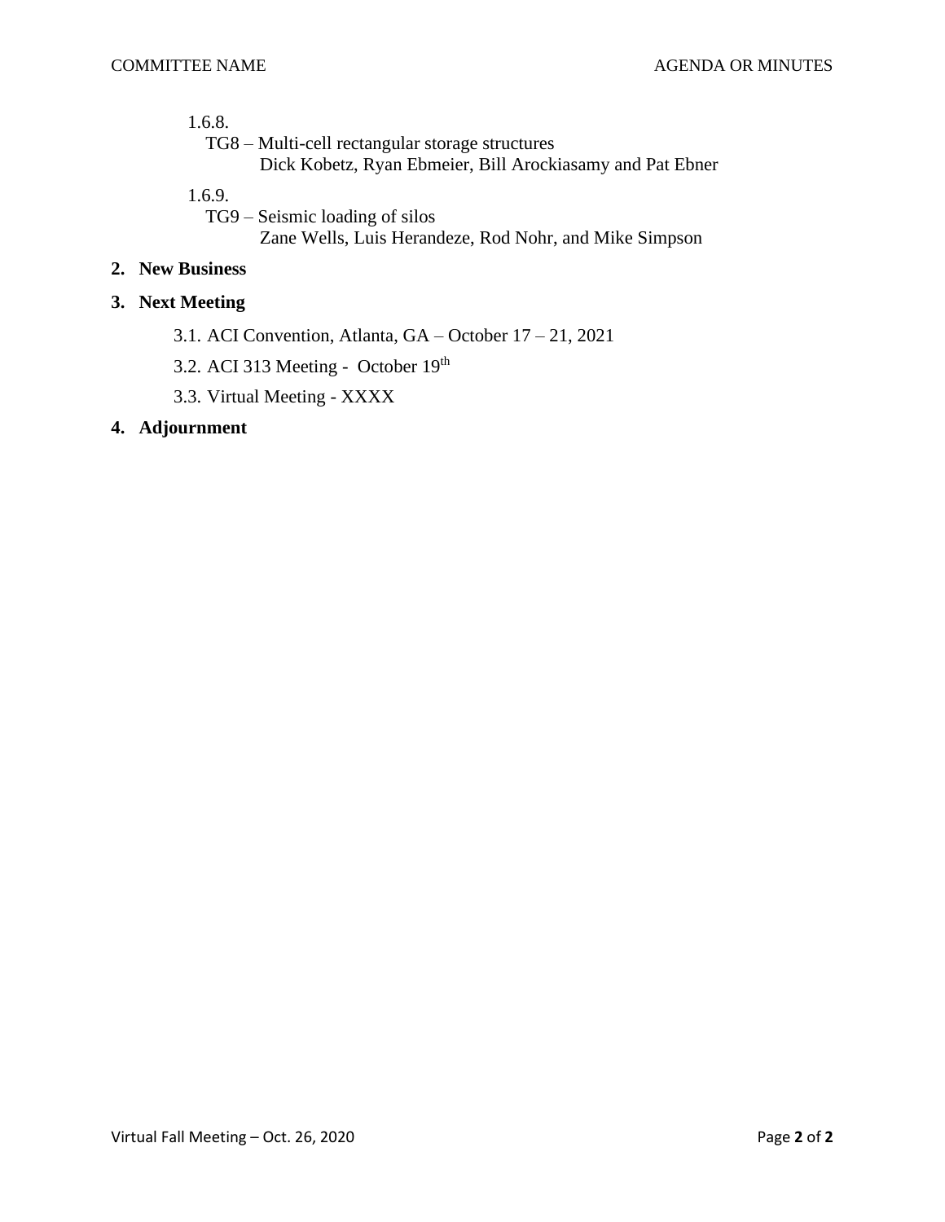1.6.8.
   TG8 – Multi-cell rectangular storage structures
      Dick Kobetz, Ryan Ebmeier, Bill Arockiasamy and Pat Ebner

1.6.9.
   TG9 – Seismic loading of silos
      Zane Wells, Luis Herandeze, Rod Nohr, and Mike Simpson

**2. New Business**

**3. Next Meeting**

3.1. ACI Convention, Atlanta, GA – October 17 – 21, 2021

3.2. ACI 313 Meeting - October 19th

3.3. Virtual Meeting - XXXX

**4. Adjournment**